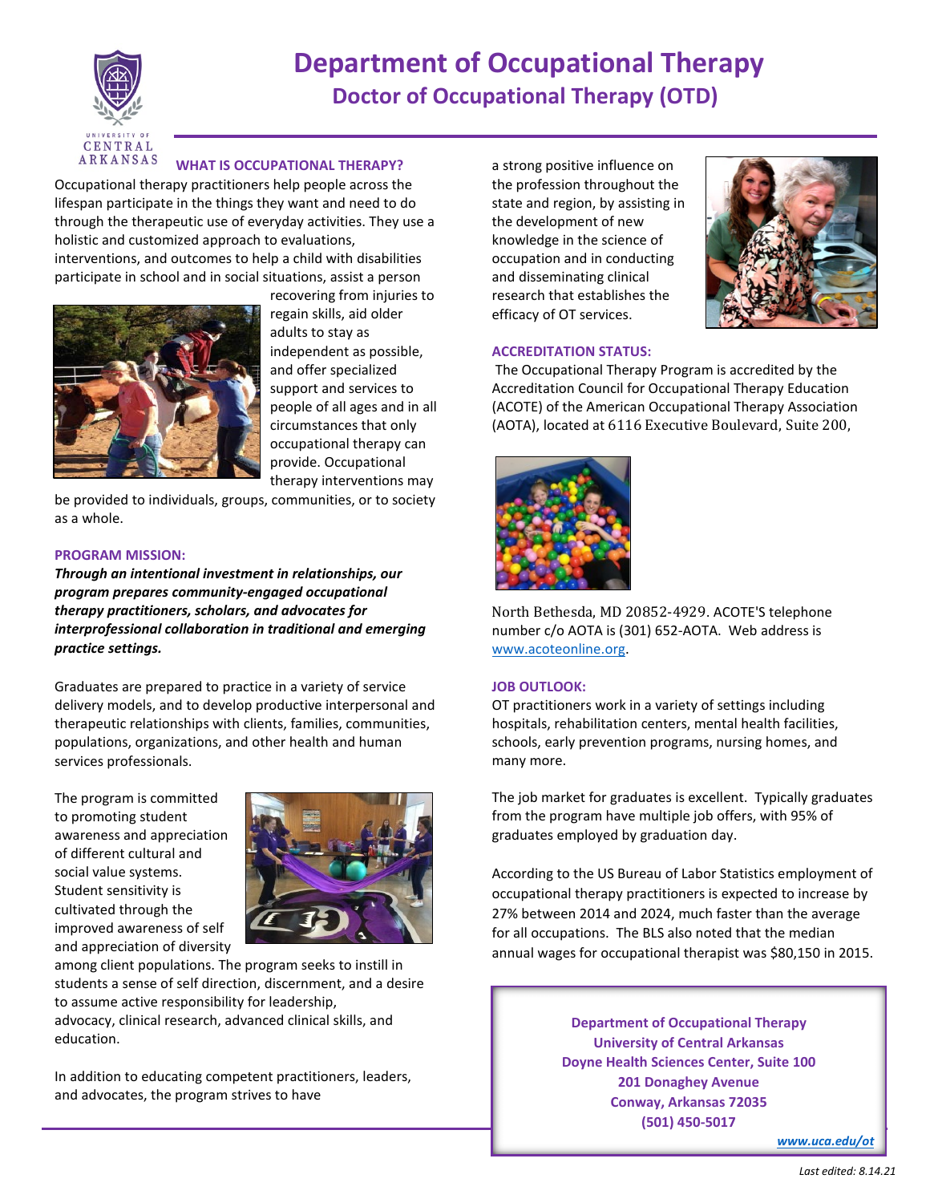# Department of Occupational Therapy
## Doctor of Occupational Therapy (OTD)

### WHAT IS OCCUPATIONAL THERAPY?

Occupational therapy practitioners help people across the lifespan participate in the things they want and need to do through the therapeutic use of everyday activities. They use a holistic and customized approach to evaluations, interventions, and outcomes to help a child with disabilities participate in school and in social situations, assist a person recovering from injuries to regain skills, aid older adults to stay as independent as possible, and offer specialized support and services to people of all ages and in all circumstances that only occupational therapy can provide. Occupational therapy interventions may be provided to individuals, groups, communities, or to society as a whole.

### PROGRAM MISSION:

***Through an intentional investment in relationships, our program prepares community-engaged occupational therapy practitioners, scholars, and advocates for interprofessional collaboration in traditional and emerging practice settings.***

Graduates are prepared to practice in a variety of service delivery models, and to develop productive interpersonal and therapeutic relationships with clients, families, communities, populations, organizations, and other health and human services professionals.

The program is committed to promoting student awareness and appreciation of different cultural and social value systems. Student sensitivity is cultivated through the improved awareness of self and appreciation of diversity among client populations. The program seeks to instill in students a sense of self direction, discernment, and a desire to assume active responsibility for leadership, advocacy, clinical research, advanced clinical skills, and education.

In addition to educating competent practitioners, leaders, and advocates, the program strives to have a strong positive influence on the profession throughout the state and region, by assisting in the development of new knowledge in the science of occupation and in conducting and disseminating clinical research that establishes the efficacy of OT services.

### ACCREDITATION STATUS:

The Occupational Therapy Program is accredited by the Accreditation Council for Occupational Therapy Education (ACOTE) of the American Occupational Therapy Association (AOTA), located at 6116 Executive Boulevard, Suite 200, North Bethesda, MD 20852-4929. ACOTE'S telephone number c/o AOTA is (301) 652-AOTA. Web address is www.acoteonline.org.

### JOB OUTLOOK:

OT practitioners work in a variety of settings including hospitals, rehabilitation centers, mental health facilities, schools, early prevention programs, nursing homes, and many more.

The job market for graduates is excellent. Typically graduates from the program have multiple job offers, with 95% of graduates employed by graduation day.

According to the US Bureau of Labor Statistics employment of occupational therapy practitioners is expected to increase by 27% between 2014 and 2024, much faster than the average for all occupations. The BLS also noted that the median annual wages for occupational therapist was $80,150 in 2015.

**Department of Occupational Therapy**
**University of Central Arkansas**
**Doyne Health Sciences Center, Suite 100**
**201 Donaghey Avenue**
**Conway, Arkansas 72035**
**(501) 450-5017**

***www.uca.edu/ot***

*Last edited: 8.14.21*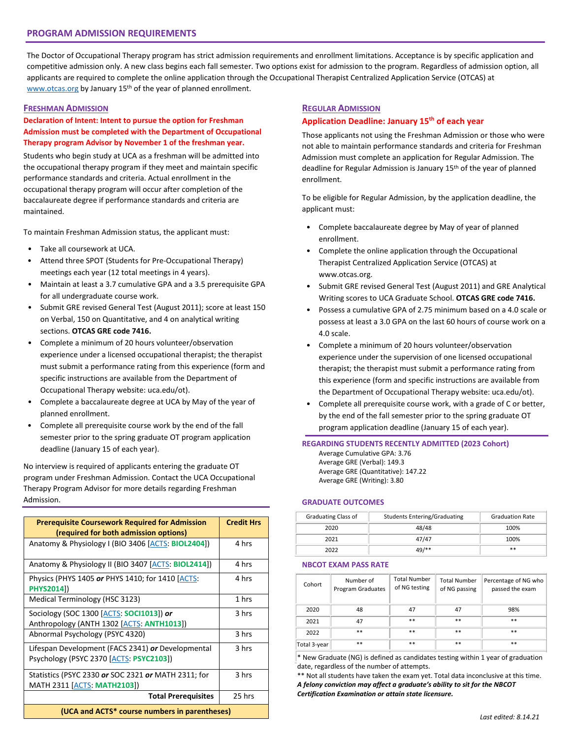## PROGRAM ADMISSION REQUIREMENTS

The Doctor of Occupational Therapy program has strict admission requirements and enrollment limitations. Acceptance is by specific application and competitive admission only. A new class begins each fall semester. Two options exist for admission to the program. Regardless of admission option, all applicants are required to complete the online application through the Occupational Therapist Centralized Application Service (OTCAS) at www.otcas.org by January 15th of the year of planned enrollment.

### FRESHMAN ADMISSION

**Declaration of Intent: Intent to pursue the option for Freshman Admission must be completed with the Department of Occupational Therapy program Advisor by November 1 of the freshman year.**

Students who begin study at UCA as a freshman will be admitted into the occupational therapy program if they meet and maintain specific performance standards and criteria. Actual enrollment in the occupational therapy program will occur after completion of the baccalaureate degree if performance standards and criteria are maintained.

To maintain Freshman Admission status, the applicant must:

- Take all coursework at UCA.
- Attend three SPOT (Students for Pre-Occupational Therapy) meetings each year (12 total meetings in 4 years).
- Maintain at least a 3.7 cumulative GPA and a 3.5 prerequisite GPA for all undergraduate course work.
- Submit GRE revised General Test (August 2011); score at least 150 on Verbal, 150 on Quantitative, and 4 on analytical writing sections. **OTCAS GRE code 7416.**
- Complete a minimum of 20 hours volunteer/observation experience under a licensed occupational therapist; the therapist must submit a performance rating from this experience (form and specific instructions are available from the Department of Occupational Therapy website: uca.edu/ot).
- Complete a baccalaureate degree at UCA by May of the year of planned enrollment.
- Complete all prerequisite course work by the end of the fall semester prior to the spring graduate OT program application deadline (January 15 of each year).

No interview is required of applicants entering the graduate OT program under Freshman Admission. Contact the UCA Occupational Therapy Program Advisor for more details regarding Freshman Admission.

| Prerequisite Coursework Required for Admission (required for both admission options) | Credit Hrs |
|---|---|
| Anatomy & Physiology I (BIO 3406 [ACTS: **BIOL2404**]) | 4 hrs |
| Anatomy & Physiology II (BIO 3407 [ACTS: **BIOL2414**]) | 4 hrs |
| Physics (PHYS 1405 ***or*** PHYS 1410; for 1410 [ACTS: **PHYS2014**]) | 4 hrs |
| Medical Terminology (HSC 3123) | 1 hrs |
| Sociology (SOC 1300 [ACTS: **SOCI1013**]) ***or*** Anthropology (ANTH 1302 [ACTS: **ANTH1013**]) | 3 hrs |
| Abnormal Psychology (PSYC 4320) | 3 hrs |
| Lifespan Development (FACS 2341) ***or*** Developmental Psychology (PSYC 2370 [ACTS: **PSYC2103**]) | 3 hrs |
| Statistics (PSYC 2330 ***or*** SOC 2321 ***or*** MATH 2311; for MATH 2311 [ACTS: **MATH2103**]) | 3 hrs |
| **Total Prerequisites** | 25 hrs |
| **(UCA and ACTS* course numbers in parentheses)** | |

### REGULAR ADMISSION

**Application Deadline: January 15th of each year**

Those applicants not using the Freshman Admission or those who were not able to maintain performance standards and criteria for Freshman Admission must complete an application for Regular Admission. The deadline for Regular Admission is January 15th of the year of planned enrollment.

To be eligible for Regular Admission, by the application deadline, the applicant must:

- Complete baccalaureate degree by May of year of planned enrollment.
- Complete the online application through the Occupational Therapist Centralized Application Service (OTCAS) at www.otcas.org.
- Submit GRE revised General Test (August 2011) and GRE Analytical Writing scores to UCA Graduate School. **OTCAS GRE code 7416.**
- Possess a cumulative GPA of 2.75 minimum based on a 4.0 scale or possess at least a 3.0 GPA on the last 60 hours of course work on a 4.0 scale.
- Complete a minimum of 20 hours volunteer/observation experience under the supervision of one licensed occupational therapist; the therapist must submit a performance rating from this experience (form and specific instructions are available from the Department of Occupational Therapy website: uca.edu/ot).
- Complete all prerequisite course work, with a grade of C or better, by the end of the fall semester prior to the spring graduate OT program application deadline (January 15 of each year).

### REGARDING STUDENTS RECENTLY ADMITTED (2023 Cohort)

Average Cumulative GPA: 3.76
Average GRE (Verbal): 149.3
Average GRE (Quantitative): 147.22
Average GRE (Writing): 3.80

### GRADUATE OUTCOMES

| Graduating Class of | Students Entering/Graduating | Graduation Rate |
|---|---|---|
| 2020 | 48/48 | 100% |
| 2021 | 47/47 | 100% |
| 2022 | 49/** | ** |

### NBCOT EXAM PASS RATE

| Cohort | Number of Program Graduates | Total Number of NG testing | Total Number of NG passing | Percentage of NG who passed the exam |
|---|---|---|---|---|
| 2020 | 48 | 47 | 47 | 98% |
| 2021 | 47 | ** | ** | ** |
| 2022 | ** | ** | ** | ** |
| Total 3-year | ** | ** | ** | ** |

* New Graduate (NG) is defined as candidates testing within 1 year of graduation date, regardless of the number of attempts.
** Not all students have taken the exam yet. Total data inconclusive at this time.
***A felony conviction may affect a graduate's ability to sit for the NBCOT Certification Examination or attain state licensure.***

*Last edited: 8.14.21*